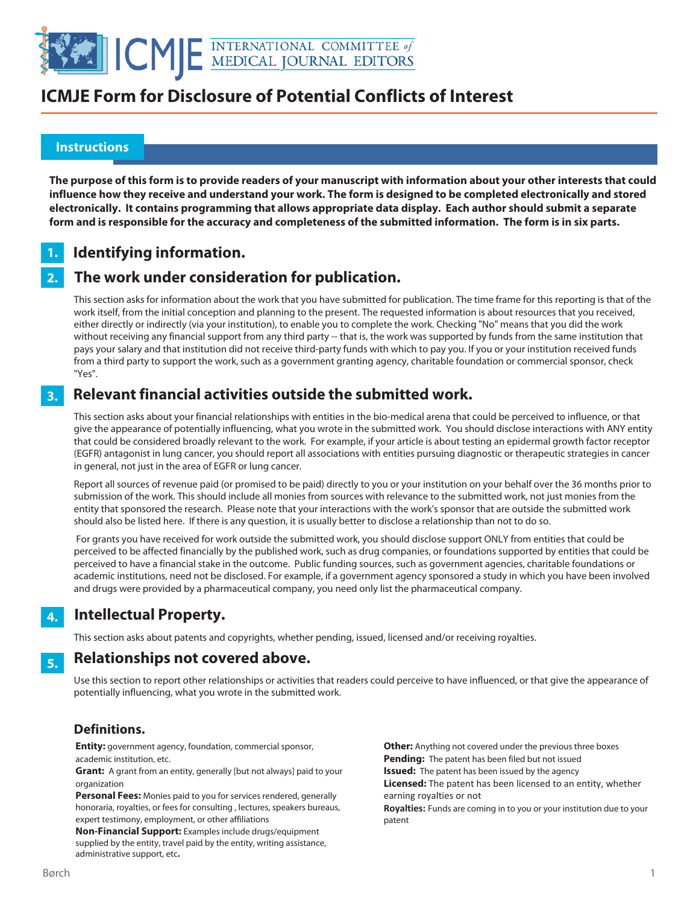# ICMJE Form for Disclosure of Potential Conflicts of Interest

## Instructions

**The purpose of this form is to provide readers of your manuscript with information about your other interests that could influence how they receive and understand your work. The form is designed to be completed electronically and stored electronically. It contains programming that allows appropriate data display. Each author should submit a separate form and is responsible for the accuracy and completeness of the submitted information. The form is in six parts.**

## 1. Identifying information.

## 2. The work under consideration for publication.

This section asks for information about the work that you have submitted for publication. The time frame for this reporting is that of the work itself, from the initial conception and planning to the present. The requested information is about resources that you received, either directly or indirectly (via your institution), to enable you to complete the work. Checking "No" means that you did the work without receiving any financial support from any third party -- that is, the work was supported by funds from the same institution that pays your salary and that institution did not receive third-party funds with which to pay you. If you or your institution received funds from a third party to support the work, such as a government granting agency, charitable foundation or commercial sponsor, check "Yes".

## 3. Relevant financial activities outside the submitted work.

This section asks about your financial relationships with entities in the bio-medical arena that could be perceived to influence, or that give the appearance of potentially influencing, what you wrote in the submitted work. You should disclose interactions with ANY entity that could be considered broadly relevant to the work. For example, if your article is about testing an epidermal growth factor receptor (EGFR) antagonist in lung cancer, you should report all associations with entities pursuing diagnostic or therapeutic strategies in cancer in general, not just in the area of EGFR or lung cancer.

Report all sources of revenue paid (or promised to be paid) directly to you or your institution on your behalf over the 36 months prior to submission of the work. This should include all monies from sources with relevance to the submitted work, not just monies from the entity that sponsored the research. Please note that your interactions with the work's sponsor that are outside the submitted work should also be listed here. If there is any question, it is usually better to disclose a relationship than not to do so.

For grants you have received for work outside the submitted work, you should disclose support ONLY from entities that could be perceived to be affected financially by the published work, such as drug companies, or foundations supported by entities that could be perceived to have a financial stake in the outcome. Public funding sources, such as government agencies, charitable foundations or academic institutions, need not be disclosed. For example, if a government agency sponsored a study in which you have been involved and drugs were provided by a pharmaceutical company, you need only list the pharmaceutical company.

## 4. Intellectual Property.

This section asks about patents and copyrights, whether pending, issued, licensed and/or receiving royalties.

## 5. Relationships not covered above.

Use this section to report other relationships or activities that readers could perceive to have influenced, or that give the appearance of potentially influencing, what you wrote in the submitted work.

### Definitions.

**Entity:** government agency, foundation, commercial sponsor, academic institution, etc.

**Grant:** A grant from an entity, generally [but not always] paid to your organization

**Personal Fees:** Monies paid to you for services rendered, generally honoraria, royalties, or fees for consulting , lectures, speakers bureaus, expert testimony, employment, or other affiliations

**Non-Financial Support:** Examples include drugs/equipment supplied by the entity, travel paid by the entity, writing assistance, administrative support, etc**.**

**Other:** Anything not covered under the previous three boxes

**Pending:** The patent has been filed but not issued

**Issued:** The patent has been issued by the agency

**Licensed:** The patent has been licensed to an entity, whether earning royalties or not

**Royalties:** Funds are coming in to you or your institution due to your patent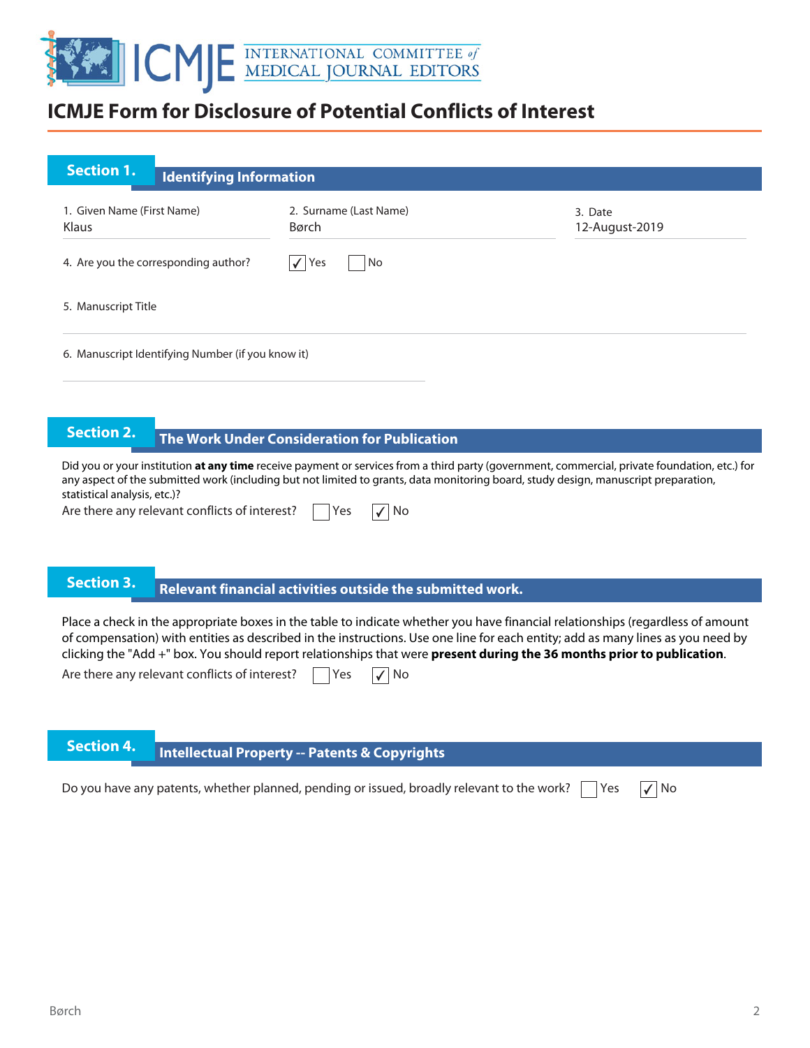# ICMJE Form for Disclosure of Potential Conflicts of Interest

## Section 1. Identifying Information

1. Given Name (First Name): Klaus
2. Surname (Last Name): Børch
3. Date: 12-August-2019

4. Are you the corresponding author? ☑ Yes ☐ No

5. Manuscript Title

6. Manuscript Identifying Number (if you know it)

## Section 2. The Work Under Consideration for Publication

Did you or your institution **at any time** receive payment or services from a third party (government, commercial, private foundation, etc.) for any aspect of the submitted work (including but not limited to grants, data monitoring board, study design, manuscript preparation, statistical analysis, etc.)?

Are there any relevant conflicts of interest? ☐ Yes ☑ No

## Section 3. Relevant financial activities outside the submitted work.

Place a check in the appropriate boxes in the table to indicate whether you have financial relationships (regardless of amount of compensation) with entities as described in the instructions. Use one line for each entity; add as many lines as you need by clicking the "Add +" box. You should report relationships that were **present during the 36 months prior to publication**.

Are there any relevant conflicts of interest? ☐ Yes ☑ No

## Section 4. Intellectual Property -- Patents & Copyrights

Do you have any patents, whether planned, pending or issued, broadly relevant to the work? ☐ Yes ☑ No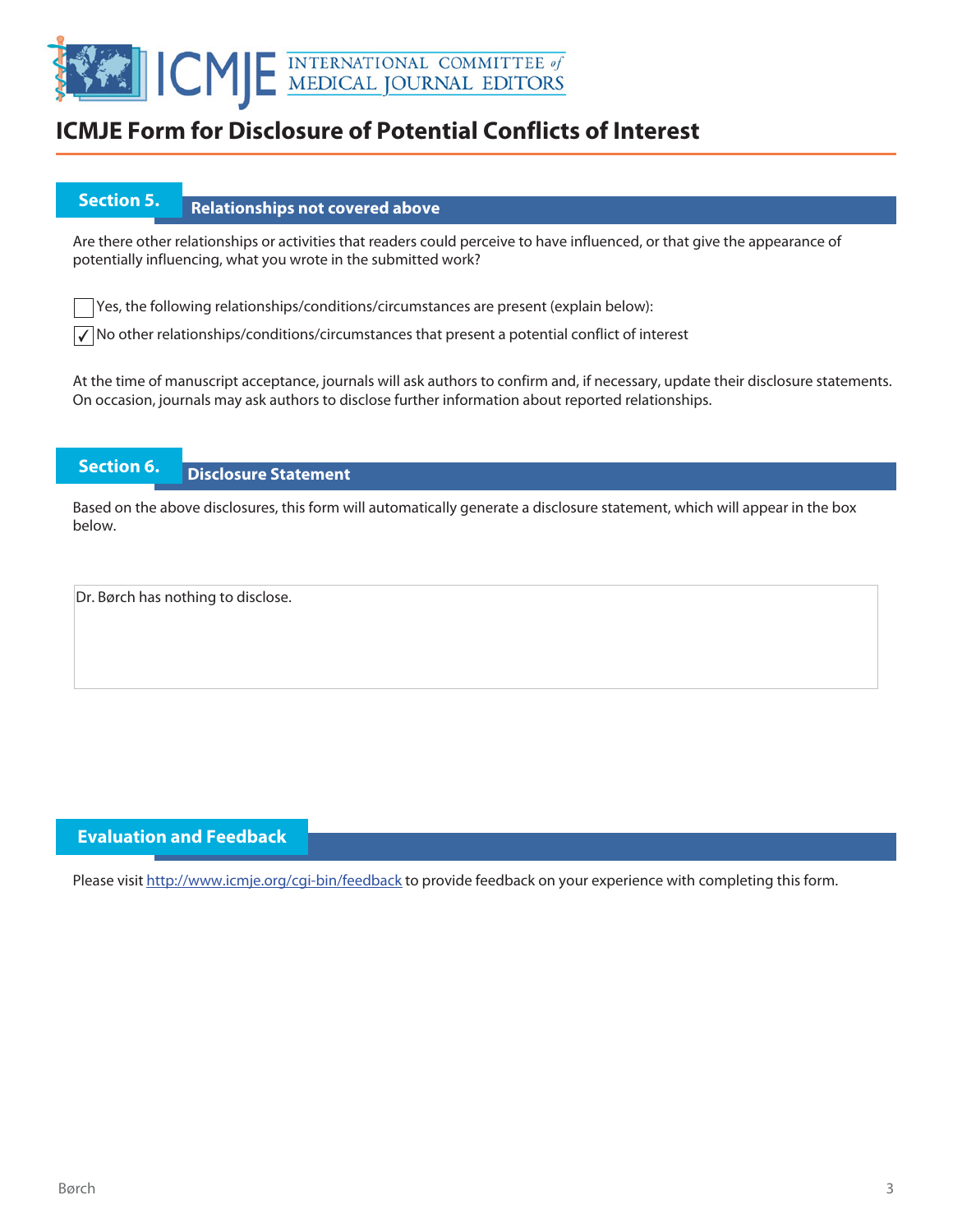# ICMJE Form for Disclosure of Potential Conflicts of Interest

## Section 5. Relationships not covered above

Are there other relationships or activities that readers could perceive to have influenced, or that give the appearance of potentially influencing, what you wrote in the submitted work?

☐ Yes, the following relationships/conditions/circumstances are present (explain below):

☑ No other relationships/conditions/circumstances that present a potential conflict of interest

At the time of manuscript acceptance, journals will ask authors to confirm and, if necessary, update their disclosure statements. On occasion, journals may ask authors to disclose further information about reported relationships.

## Section 6. Disclosure Statement

Based on the above disclosures, this form will automatically generate a disclosure statement, which will appear in the box below.

Dr. Børch has nothing to disclose.

## Evaluation and Feedback

Please visit http://www.icmje.org/cgi-bin/feedback to provide feedback on your experience with completing this form.